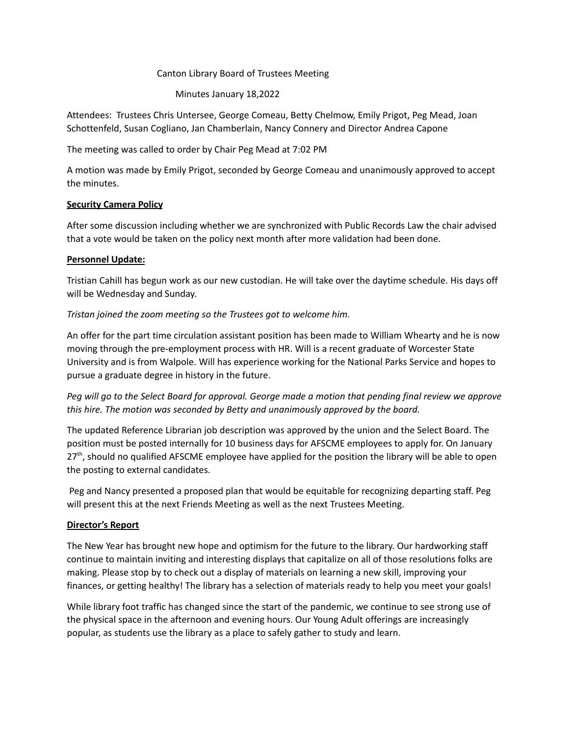Canton Library Board of Trustees Meeting

Minutes January 18,2022

Attendees: Trustees Chris Untersee, George Comeau, Betty Chelmow, Emily Prigot, Peg Mead, Joan Schottenfeld, Susan Cogliano, Jan Chamberlain, Nancy Connery and Director Andrea Capone

The meeting was called to order by Chair Peg Mead at 7:02 PM

A motion was made by Emily Prigot, seconded by George Comeau and unanimously approved to accept the minutes.

**Security Camera Policy**

After some discussion including whether we are synchronized with Public Records Law the chair advised that a vote would be taken on the policy next month after more validation had been done.

**Personnel Update:**

Tristian Cahill has begun work as our new custodian. He will take over the daytime schedule. His days off will be Wednesday and Sunday.

*Tristan joined the zoom meeting so the Trustees got to welcome him.*

An offer for the part time circulation assistant position has been made to William Whearty and he is now moving through the pre-employment process with HR. Will is a recent graduate of Worcester State University and is from Walpole. Will has experience working for the National Parks Service and hopes to pursue a graduate degree in history in the future.

*Peg will go to the Select Board for approval. George made a motion that pending final review we approve this hire. The motion was seconded by Betty and unanimously approved by the board.*

The updated Reference Librarian job description was approved by the union and the Select Board. The position must be posted internally for 10 business days for AFSCME employees to apply for. On January 27th, should no qualified AFSCME employee have applied for the position the library will be able to open the posting to external candidates.

Peg and Nancy presented a proposed plan that would be equitable for recognizing departing staff. Peg will present this at the next Friends Meeting as well as the next Trustees Meeting.

**Director's Report**

The New Year has brought new hope and optimism for the future to the library. Our hardworking staff continue to maintain inviting and interesting displays that capitalize on all of those resolutions folks are making. Please stop by to check out a display of materials on learning a new skill, improving your finances, or getting healthy! The library has a selection of materials ready to help you meet your goals!

While library foot traffic has changed since the start of the pandemic, we continue to see strong use of the physical space in the afternoon and evening hours. Our Young Adult offerings are increasingly popular, as students use the library as a place to safely gather to study and learn.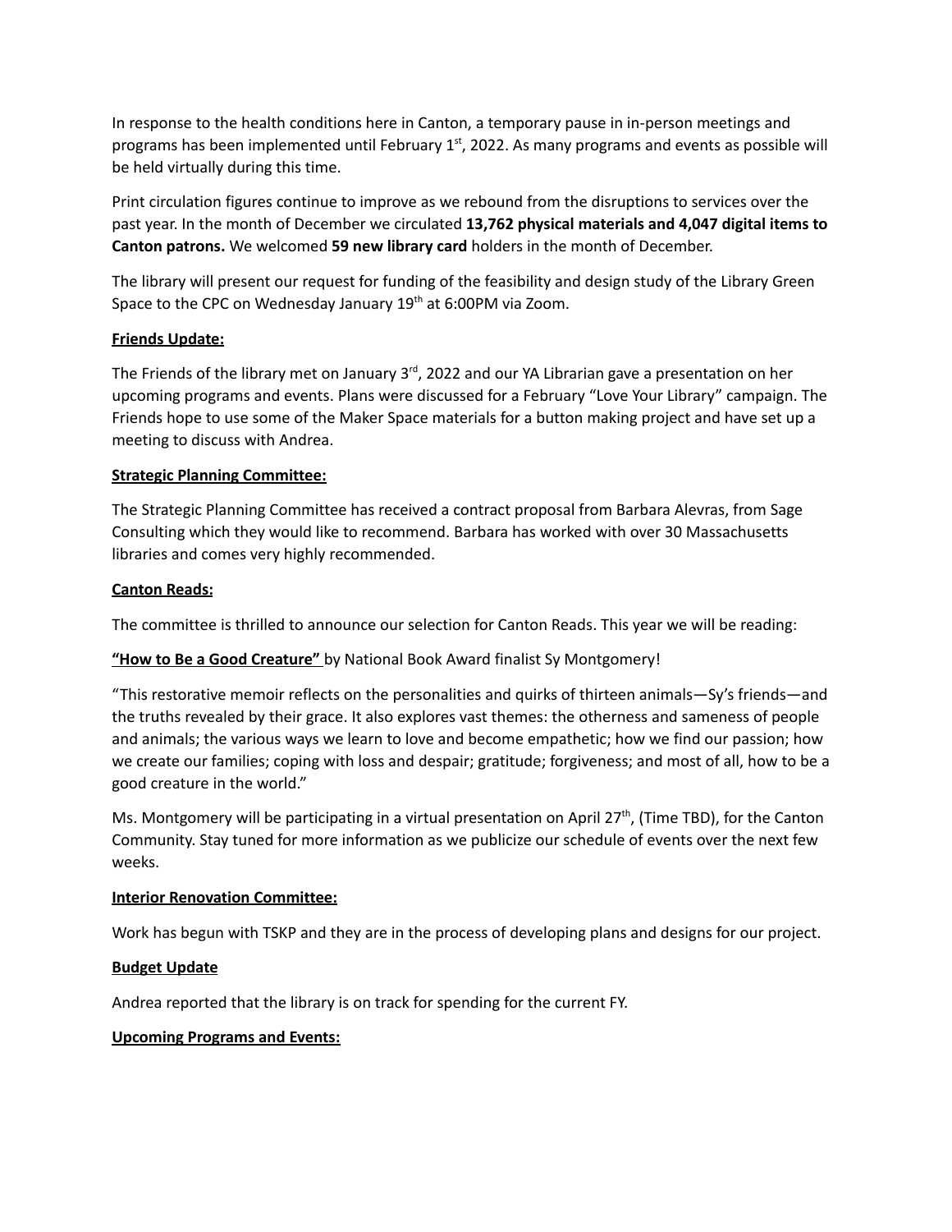In response to the health conditions here in Canton, a temporary pause in in-person meetings and programs has been implemented until February 1st, 2022. As many programs and events as possible will be held virtually during this time.

Print circulation figures continue to improve as we rebound from the disruptions to services over the past year. In the month of December we circulated **13,762 physical materials and 4,047 digital items to Canton patrons.** We welcomed **59 new library card** holders in the month of December.

The library will present our request for funding of the feasibility and design study of the Library Green Space to the CPC on Wednesday January 19th at 6:00PM via Zoom.

**Friends Update:**

The Friends of the library met on January 3rd, 2022 and our YA Librarian gave a presentation on her upcoming programs and events. Plans were discussed for a February "Love Your Library" campaign. The Friends hope to use some of the Maker Space materials for a button making project and have set up a meeting to discuss with Andrea.

**Strategic Planning Committee:**

The Strategic Planning Committee has received a contract proposal from Barbara Alevras, from Sage Consulting which they would like to recommend. Barbara has worked with over 30 Massachusetts libraries and comes very highly recommended.

**Canton Reads:**

The committee is thrilled to announce our selection for Canton Reads. This year we will be reading:

**"How to Be a Good Creature"** by National Book Award finalist Sy Montgomery!

"This restorative memoir reflects on the personalities and quirks of thirteen animals—Sy's friends—and the truths revealed by their grace. It also explores vast themes: the otherness and sameness of people and animals; the various ways we learn to love and become empathetic; how we find our passion; how we create our families; coping with loss and despair; gratitude; forgiveness; and most of all, how to be a good creature in the world."

Ms. Montgomery will be participating in a virtual presentation on April 27th, (Time TBD), for the Canton Community. Stay tuned for more information as we publicize our schedule of events over the next few weeks.

**Interior Renovation Committee:**

Work has begun with TSKP and they are in the process of developing plans and designs for our project.

**Budget Update**

Andrea reported that the library is on track for spending for the current FY.

**Upcoming Programs and Events:**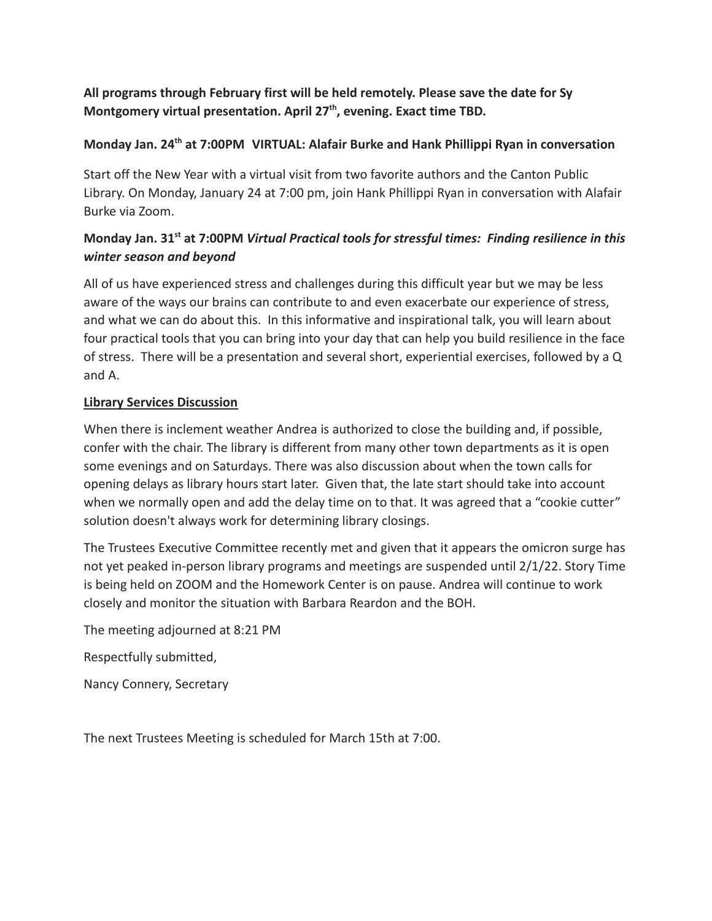**All programs through February first will be held remotely. Please save the date for Sy Montgomery virtual presentation. April 27th, evening. Exact time TBD.**

**Monday Jan. 24th at 7:00PM VIRTUAL: Alafair Burke and Hank Phillippi Ryan in conversation**

Start off the New Year with a virtual visit from two favorite authors and the Canton Public Library. On Monday, January 24 at 7:00 pm, join Hank Phillippi Ryan in conversation with Alafair Burke via Zoom.

**Monday Jan. 31st at 7:00PM *Virtual Practical tools for stressful times: Finding resilience in this winter season and beyond***

All of us have experienced stress and challenges during this difficult year but we may be less aware of the ways our brains can contribute to and even exacerbate our experience of stress, and what we can do about this. In this informative and inspirational talk, you will learn about four practical tools that you can bring into your day that can help you build resilience in the face of stress. There will be a presentation and several short, experiential exercises, followed by a Q and A.

**Library Services Discussion**

When there is inclement weather Andrea is authorized to close the building and, if possible, confer with the chair. The library is different from many other town departments as it is open some evenings and on Saturdays. There was also discussion about when the town calls for opening delays as library hours start later. Given that, the late start should take into account when we normally open and add the delay time on to that. It was agreed that a "cookie cutter" solution doesn't always work for determining library closings.

The Trustees Executive Committee recently met and given that it appears the omicron surge has not yet peaked in-person library programs and meetings are suspended until 2/1/22. Story Time is being held on ZOOM and the Homework Center is on pause. Andrea will continue to work closely and monitor the situation with Barbara Reardon and the BOH.

The meeting adjourned at 8:21 PM

Respectfully submitted,

Nancy Connery, Secretary

The next Trustees Meeting is scheduled for March 15th at 7:00.